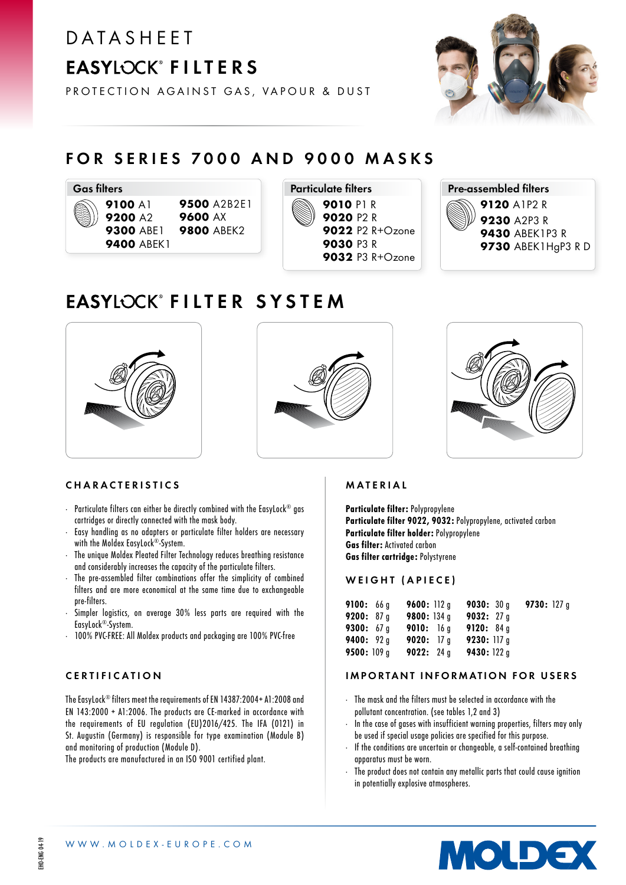# DATASHEET

# EASYLOCK® FILTERS

PROTECTION AGAINST GAS, VAPOUR & DUST

## FOR SERIES 7000 AND 9000 MASKS

### Gas filters

**9100** A1
**9200** A2
**9300** ABE1
**9400** ABEK1
**9500** A2B2E1
**9600** AX
**9800** ABEK2

### Particulate filters

**9010** P1 R
**9020** P2 R
**9022** P2 R+Ozone
**9030** P3 R
**9032** P3 R+Ozone

### Pre-assembled filters

**9120** A1P2 R
**9230** A2P3 R
**9430** ABEK1P3 R
**9730** ABEK1HgP3 R D

## EASYLOCK® FILTER SYSTEM

### CHARACTERISTICS

- Particulate filters can either be directly combined with the EasyLock® gas cartridges or directly connected with the mask body.
- Easy handling as no adapters or particulate filter holders are necessary with the Moldex EasyLock®-System.
- The unique Moldex Pleated Filter Technology reduces breathing resistance and considerably increases the capacity of the particulate filters.
- The pre-assembled filter combinations offer the simplicity of combined filters and are more economical at the same time due to exchangeable pre-filters.
- Simpler logistics, on average 30% less parts are required with the EasyLock®-System.
- 100% PVC-FREE: All Moldex products and packaging are 100% PVC-free

### CERTIFICATION

The EasyLock® filters meet the requirements of EN 14387:2004+ A1:2008 and EN 143:2000 + A1:2006. The products are CE-marked in accordance with the requirements of EU regulation (EU)2016/425. The IFA (0121) in St. Augustin (Germany) is responsible for type examination (Module B) and monitoring of production (Module D).
The products are manufactured in an ISO 9001 certified plant.

### MATERIAL

**Particulate filter:** Polypropylene
**Particulate filter 9022, 9032:** Polypropylene, activated carbon
**Particulate filter holder:** Polypropylene
**Gas filter:** Activated carbon
**Gas filter cartridge:** Polystyrene

### WEIGHT (APIECE)

| | | | |
|---|---|---|---|
| **9100:** 66 g | **9600:** 112 g | **9030:** 30 g | **9730:** 127 g |
| **9200:** 87 g | **9800:** 134 g | **9032:** 27 g | |
| **9300:** 67 g | **9010:** 16 g | **9120:** 84 g | |
| **9400:** 92 g | **9020:** 17 g | **9230:** 117 g | |
| **9500:** 109 g | **9022:** 24 g | **9430:** 122 g | |

### IMPORTANT INFORMATION FOR USERS

- The mask and the filters must be selected in accordance with the pollutant concentration. (see tables 1,2 and 3)
- In the case of gases with insufficient warning properties, filters may only be used if special usage policies are specified for this purpose.
- If the conditions are uncertain or changeable, a self-contained breathing apparatus must be worn.
- The product does not contain any metallic parts that could cause ignition in potentially explosive atmospheres.

WWW.MOLDEX-EUROPE.COM

EHO-ENG 04-19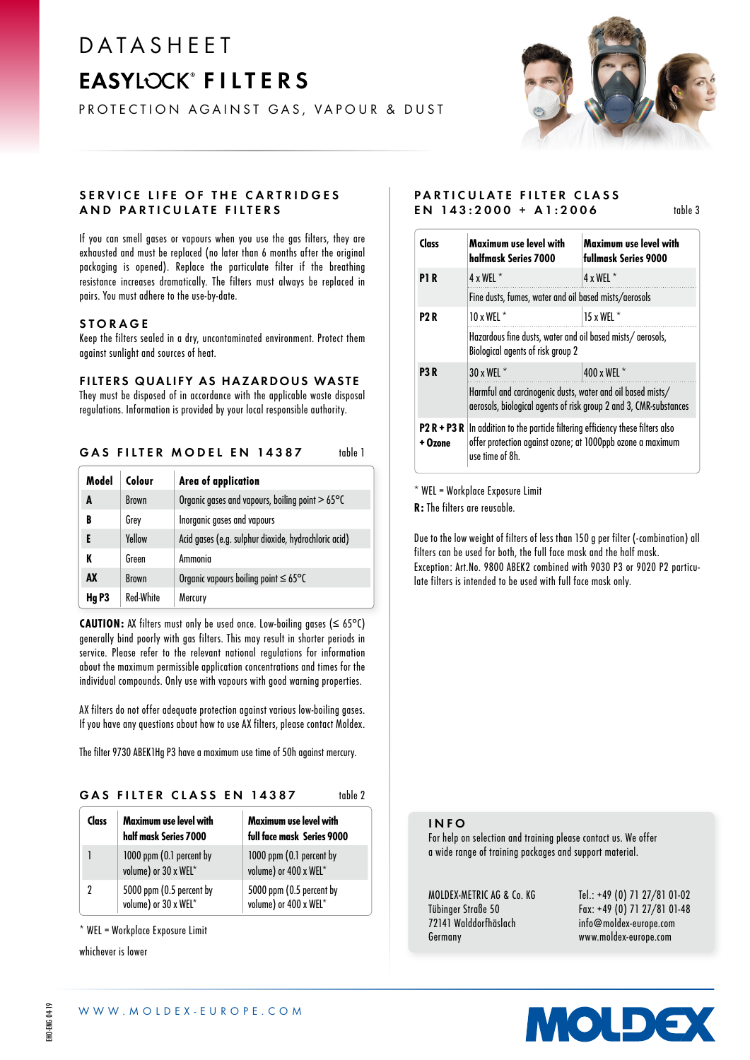# DATASHEET

# EASYLOCK® FILTERS

PROTECTION AGAINST GAS, VAPOUR & DUST

## SERVICE LIFE OF THE CARTRIDGES AND PARTICULATE FILTERS

If you can smell gases or vapours when you use the gas filters, they are exhausted and must be replaced (no later than 6 months after the original packaging is opened). Replace the particulate filter if the breathing resistance increases dramatically. The filters must always be replaced in pairs. You must adhere to the use-by-date.

## STORAGE

Keep the filters sealed in a dry, uncontaminated environment. Protect them against sunlight and sources of heat.

## FILTERS QUALIFY AS HAZARDOUS WASTE

They must be disposed of in accordance with the applicable waste disposal regulations. Information is provided by your local responsible authority.

## GAS FILTER MODEL EN 14387

table 1

| Model | Colour | Area of application |
|---|---|---|
| A | Brown | Organic gases and vapours, boiling point > 65°C |
| B | Grey | Inorganic gases and vapours |
| E | Yellow | Acid gases (e.g. sulphur dioxide, hydrochloric acid) |
| K | Green | Ammonia |
| AX | Brown | Organic vapours boiling point ≤ 65°C |
| Hg P3 | Red-White | Mercury |

**CAUTION:** AX filters must only be used once. Low-boiling gases (≤ 65°C) generally bind poorly with gas filters. This may result in shorter periods in service. Please refer to the relevant national regulations for information about the maximum permissible application concentrations and times for the individual compounds. Only use with vapours with good warning properties.

AX filters do not offer adequate protection against various low-boiling gases. If you have any questions about how to use AX filters, please contact Moldex.

The filter 9730 ABEK1Hg P3 have a maximum use time of 50h against mercury.

## GAS FILTER CLASS EN 14387

table 2

| Class | Maximum use level with half mask Series 7000 | Maximum use level with full face mask Series 9000 |
|---|---|---|
| 1 | 1000 ppm (0.1 percent by volume) or 30 x WEL* | 1000 ppm (0.1 percent by volume) or 400 x WEL* |
| 2 | 5000 ppm (0.5 percent by volume) or 30 x WEL* | 5000 ppm (0.5 percent by volume) or 400 x WEL* |

\* WEL = Workplace Exposure Limit

whichever is lower

## PARTICULATE FILTER CLASS EN 143:2000 + A1:2006

table 3

| Class | Maximum use level with halfmask Series 7000 | Maximum use level with fullmask Series 9000 |
|---|---|---|
| P1 R | 4 x WEL * | 4 x WEL * |
| | Fine dusts, fumes, water and oil based mists/aerosols | |
| P2 R | 10 x WEL * | 15 x WEL * |
| | Hazardous fine dusts, water and oil based mists/ aerosols, Biological agents of risk group 2 | |
| P3 R | 30 x WEL * | 400 x WEL * |
| | Harmful and carcinogenic dusts, water and oil based mists/ aerosols, biological agents of risk group 2 and 3, CMR-substances | |
| P2 R + P3 R + Ozone | In addition to the particle filtering efficiency these filters also offer protection against ozone; at 1000ppb ozone a maximum use time of 8h. | |

\* WEL = Workplace Exposure Limit

**R:** The filters are reusable.

Due to the low weight of filters of less than 150 g per filter (-combination) all filters can be used for both, the full face mask and the half mask. Exception: Art.No. 9800 ABEK2 combined with 9030 P3 or 9020 P2 particulate filters is intended to be used with full face mask only.

## INFO

For help on selection and training please contact us. We offer a wide range of training packages and support material.

MOLDEX-METRIC AG & Co. KG
Tübinger Straße 50
72141 Walddorfhäslach
Germany

Tel.: +49 (0) 71 27/81 01-02
Fax: +49 (0) 71 27/81 01-48
info@moldex-europe.com
www.moldex-europe.com

WWW.MOLDEX-EUROPE.COM

EHO-ENG 04-19